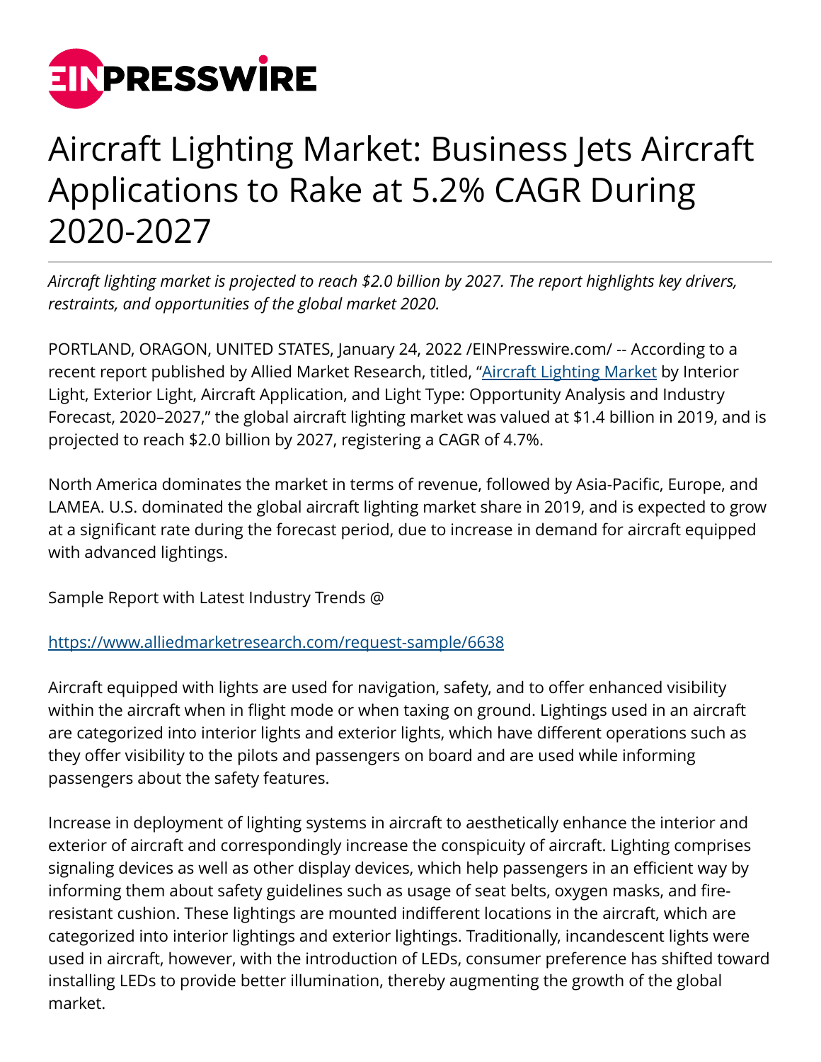# Aircraft Lighting Market: Business Jets Aircraft Applications to Rake at 5.2% CAGR During 2020-2027

*Aircraft lighting market is projected to reach $2.0 billion by 2027. The report highlights key drivers, restraints, and opportunities of the global market 2020.*

PORTLAND, ORAGON, UNITED STATES, January 24, 2022 /EINPresswire.com/ -- According to a recent report published by Allied Market Research, titled, "Aircraft Lighting Market by Interior Light, Exterior Light, Aircraft Application, and Light Type: Opportunity Analysis and Industry Forecast, 2020–2027," the global aircraft lighting market was valued at $1.4 billion in 2019, and is projected to reach $2.0 billion by 2027, registering a CAGR of 4.7%.

North America dominates the market in terms of revenue, followed by Asia-Pacific, Europe, and LAMEA. U.S. dominated the global aircraft lighting market share in 2019, and is expected to grow at a significant rate during the forecast period, due to increase in demand for aircraft equipped with advanced lightings.

Sample Report with Latest Industry Trends @

https://www.alliedmarketresearch.com/request-sample/6638

Aircraft equipped with lights are used for navigation, safety, and to offer enhanced visibility within the aircraft when in flight mode or when taxing on ground. Lightings used in an aircraft are categorized into interior lights and exterior lights, which have different operations such as they offer visibility to the pilots and passengers on board and are used while informing passengers about the safety features.

Increase in deployment of lighting systems in aircraft to aesthetically enhance the interior and exterior of aircraft and correspondingly increase the conspicuity of aircraft. Lighting comprises signaling devices as well as other display devices, which help passengers in an efficient way by informing them about safety guidelines such as usage of seat belts, oxygen masks, and fire-resistant cushion. These lightings are mounted indifferent locations in the aircraft, which are categorized into interior lightings and exterior lightings. Traditionally, incandescent lights were used in aircraft, however, with the introduction of LEDs, consumer preference has shifted toward installing LEDs to provide better illumination, thereby augmenting the growth of the global market.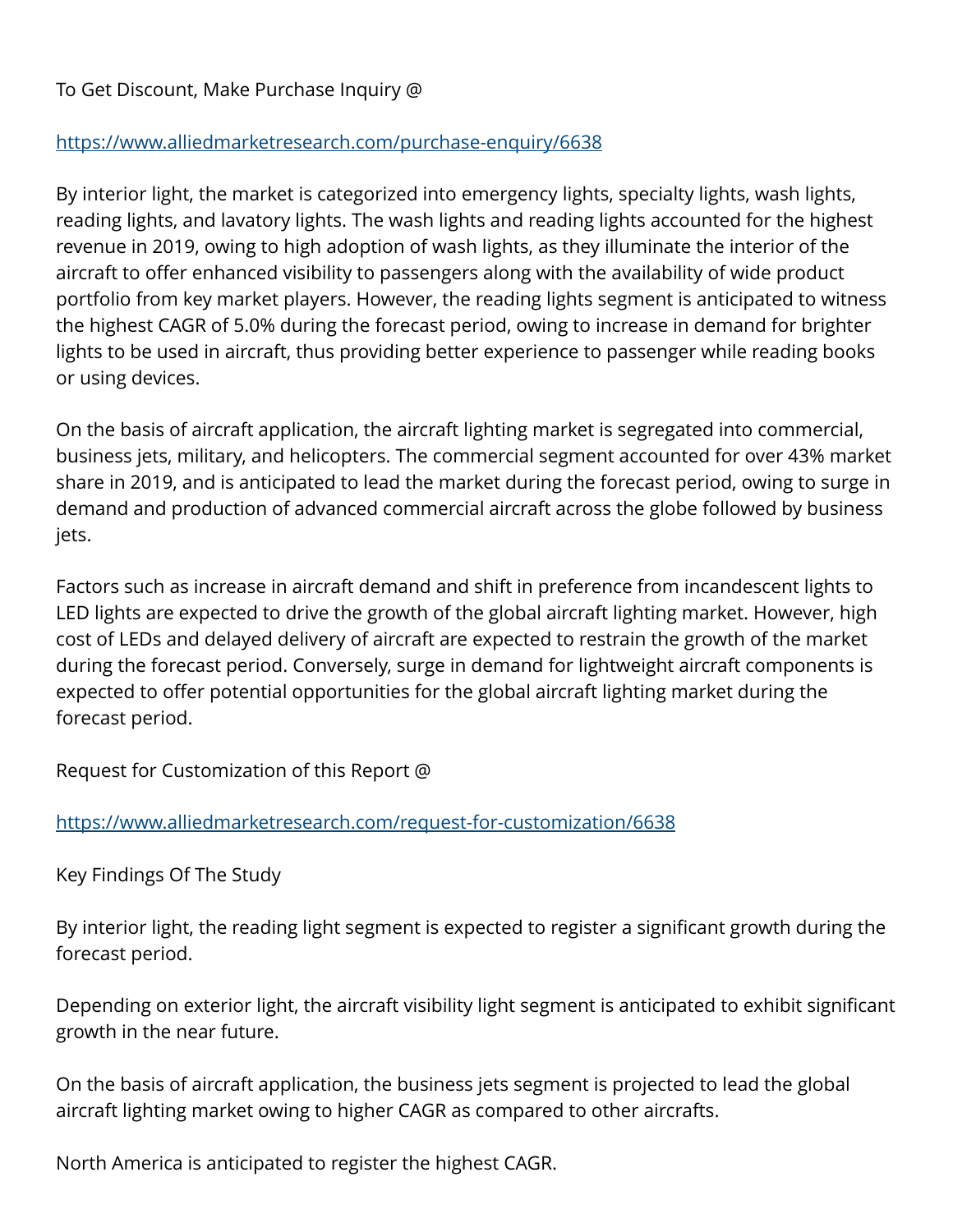To Get Discount, Make Purchase Inquiry @

https://www.alliedmarketresearch.com/purchase-enquiry/6638

By interior light, the market is categorized into emergency lights, specialty lights, wash lights, reading lights, and lavatory lights. The wash lights and reading lights accounted for the highest revenue in 2019, owing to high adoption of wash lights, as they illuminate the interior of the aircraft to offer enhanced visibility to passengers along with the availability of wide product portfolio from key market players. However, the reading lights segment is anticipated to witness the highest CAGR of 5.0% during the forecast period, owing to increase in demand for brighter lights to be used in aircraft, thus providing better experience to passenger while reading books or using devices.

On the basis of aircraft application, the aircraft lighting market is segregated into commercial, business jets, military, and helicopters. The commercial segment accounted for over 43% market share in 2019, and is anticipated to lead the market during the forecast period, owing to surge in demand and production of advanced commercial aircraft across the globe followed by business jets.

Factors such as increase in aircraft demand and shift in preference from incandescent lights to LED lights are expected to drive the growth of the global aircraft lighting market. However, high cost of LEDs and delayed delivery of aircraft are expected to restrain the growth of the market during the forecast period. Conversely, surge in demand for lightweight aircraft components is expected to offer potential opportunities for the global aircraft lighting market during the forecast period.

Request for Customization of this Report @

https://www.alliedmarketresearch.com/request-for-customization/6638

Key Findings Of The Study

By interior light, the reading light segment is expected to register a significant growth during the forecast period.

Depending on exterior light, the aircraft visibility light segment is anticipated to exhibit significant growth in the near future.

On the basis of aircraft application, the business jets segment is projected to lead the global aircraft lighting market owing to higher CAGR as compared to other aircrafts.

North America is anticipated to register the highest CAGR.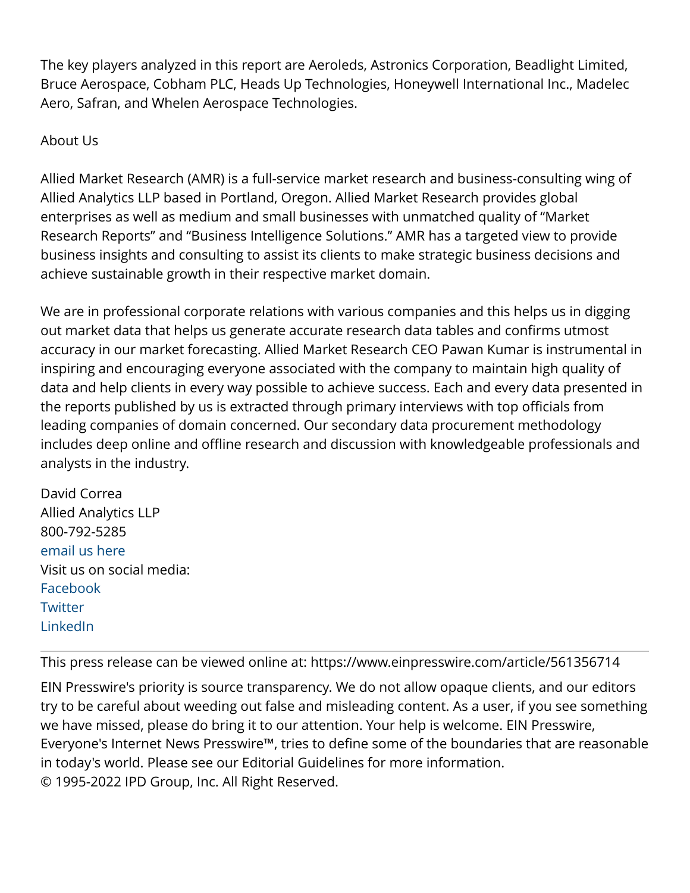The key players analyzed in this report are Aeroleds, Astronics Corporation, Beadlight Limited, Bruce Aerospace, Cobham PLC, Heads Up Technologies, Honeywell International Inc., Madelec Aero, Safran, and Whelen Aerospace Technologies.

About Us

Allied Market Research (AMR) is a full-service market research and business-consulting wing of Allied Analytics LLP based in Portland, Oregon. Allied Market Research provides global enterprises as well as medium and small businesses with unmatched quality of "Market Research Reports" and "Business Intelligence Solutions." AMR has a targeted view to provide business insights and consulting to assist its clients to make strategic business decisions and achieve sustainable growth in their respective market domain.

We are in professional corporate relations with various companies and this helps us in digging out market data that helps us generate accurate research data tables and confirms utmost accuracy in our market forecasting. Allied Market Research CEO Pawan Kumar is instrumental in inspiring and encouraging everyone associated with the company to maintain high quality of data and help clients in every way possible to achieve success. Each and every data presented in the reports published by us is extracted through primary interviews with top officials from leading companies of domain concerned. Our secondary data procurement methodology includes deep online and offline research and discussion with knowledgeable professionals and analysts in the industry.

David Correa
Allied Analytics LLP
800-792-5285
email us here
Visit us on social media:
Facebook
Twitter
LinkedIn

---

This press release can be viewed online at: https://www.einpresswire.com/article/561356714

EIN Presswire's priority is source transparency. We do not allow opaque clients, and our editors try to be careful about weeding out false and misleading content. As a user, if you see something we have missed, please do bring it to our attention. Your help is welcome. EIN Presswire, Everyone's Internet News Presswire™, tries to define some of the boundaries that are reasonable in today's world. Please see our Editorial Guidelines for more information.
© 1995-2022 IPD Group, Inc. All Right Reserved.